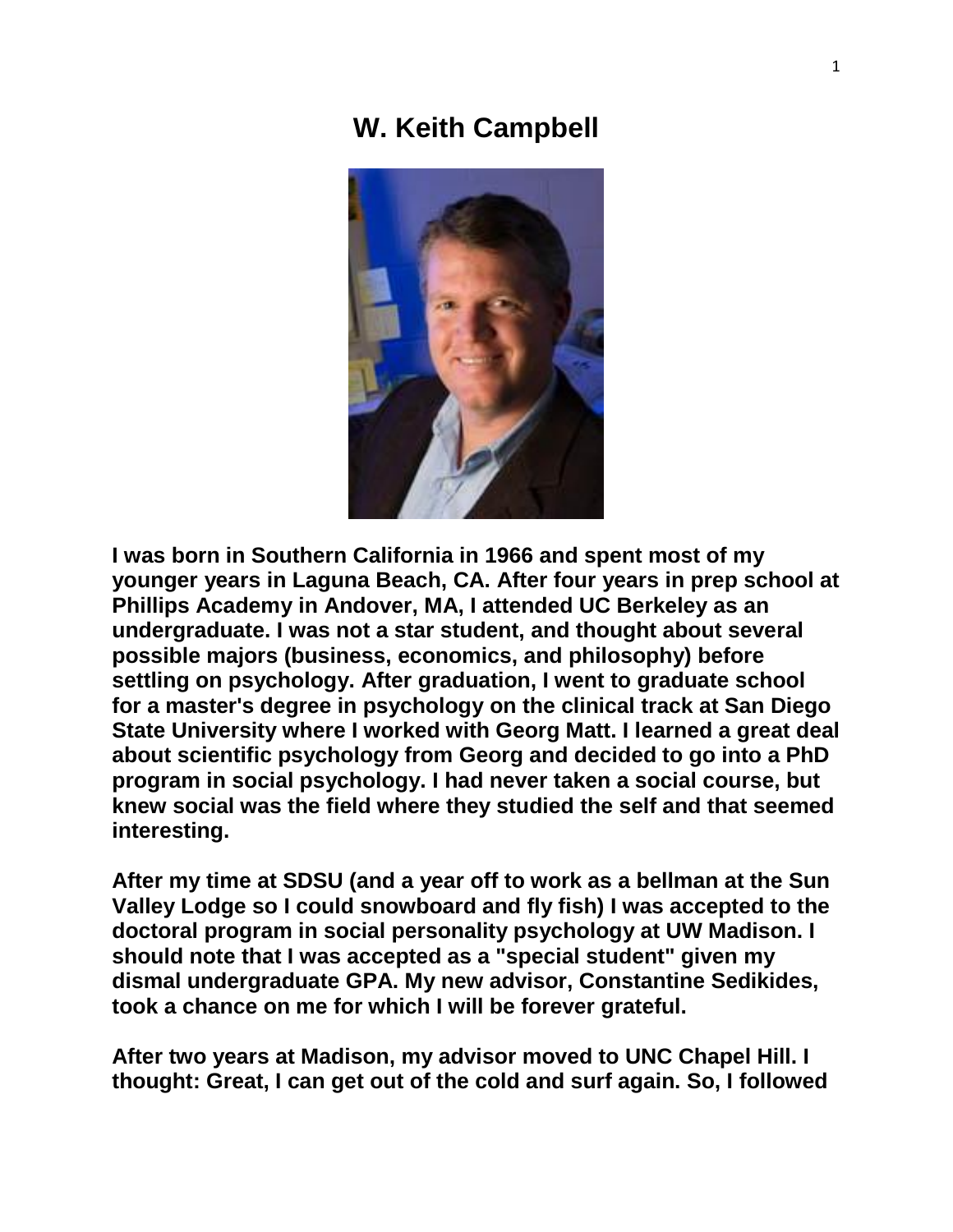# W. Keith Campbell

**I was born in Southern California in 1966 and spent most of my younger years in Laguna Beach, CA. After four years in prep school at Phillips Academy in Andover, MA, I attended UC Berkeley as an undergraduate. I was not a star student, and thought about several possible majors (business, economics, and philosophy) before settling on psychology. After graduation, I went to graduate school for a master's degree in psychology on the clinical track at San Diego State University where I worked with Georg Matt. I learned a great deal about scientific psychology from Georg and decided to go into a PhD program in social psychology. I had never taken a social course, but knew social was the field where they studied the self and that seemed interesting.**

**After my time at SDSU (and a year off to work as a bellman at the Sun Valley Lodge so I could snowboard and fly fish) I was accepted to the doctoral program in social personality psychology at UW Madison. I should note that I was accepted as a "special student" given my dismal undergraduate GPA. My new advisor, Constantine Sedikides, took a chance on me for which I will be forever grateful.**

**After two years at Madison, my advisor moved to UNC Chapel Hill. I thought: Great, I can get out of the cold and surf again. So, I followed**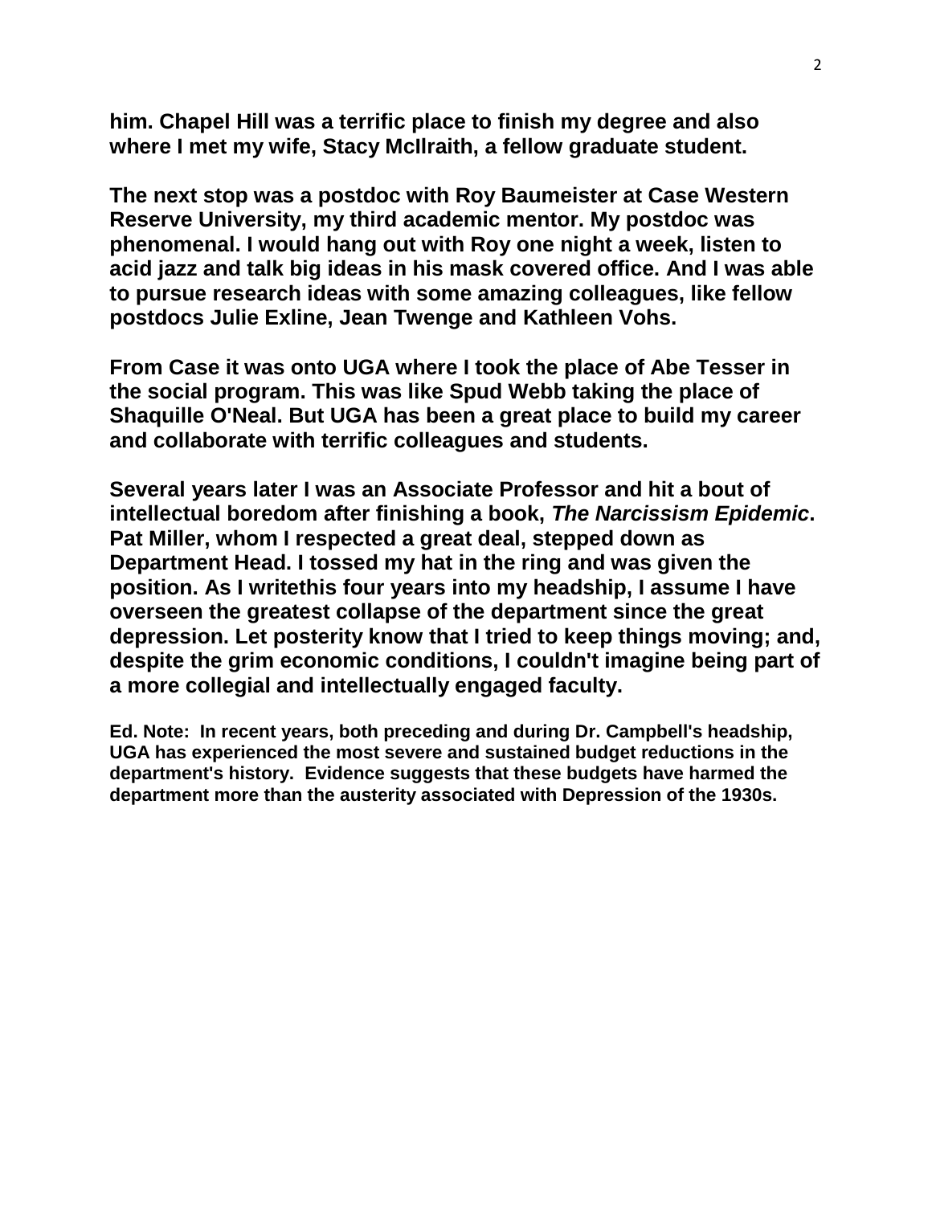**him. Chapel Hill was a terrific place to finish my degree and also where I met my wife, Stacy McIlraith, a fellow graduate student.**

**The next stop was a postdoc with Roy Baumeister at Case Western Reserve University, my third academic mentor. My postdoc was phenomenal. I would hang out with Roy one night a week, listen to acid jazz and talk big ideas in his mask covered office. And I was able to pursue research ideas with some amazing colleagues, like fellow postdocs Julie Exline, Jean Twenge and Kathleen Vohs.**

**From Case it was onto UGA where I took the place of Abe Tesser in the social program. This was like Spud Webb taking the place of Shaquille O'Neal. But UGA has been a great place to build my career and collaborate with terrific colleagues and students.**

**Several years later I was an Associate Professor and hit a bout of intellectual boredom after finishing a book, *The Narcissism Epidemic*. Pat Miller, whom I respected a great deal, stepped down as Department Head. I tossed my hat in the ring and was given the position. As I writethis four years into my headship, I assume I have overseen the greatest collapse of the department since the great depression. Let posterity know that I tried to keep things moving; and, despite the grim economic conditions, I couldn't imagine being part of a more collegial and intellectually engaged faculty.**

**Ed. Note: In recent years, both preceding and during Dr. Campbell's headship, UGA has experienced the most severe and sustained budget reductions in the department's history. Evidence suggests that these budgets have harmed the department more than the austerity associated with Depression of the 1930s.**